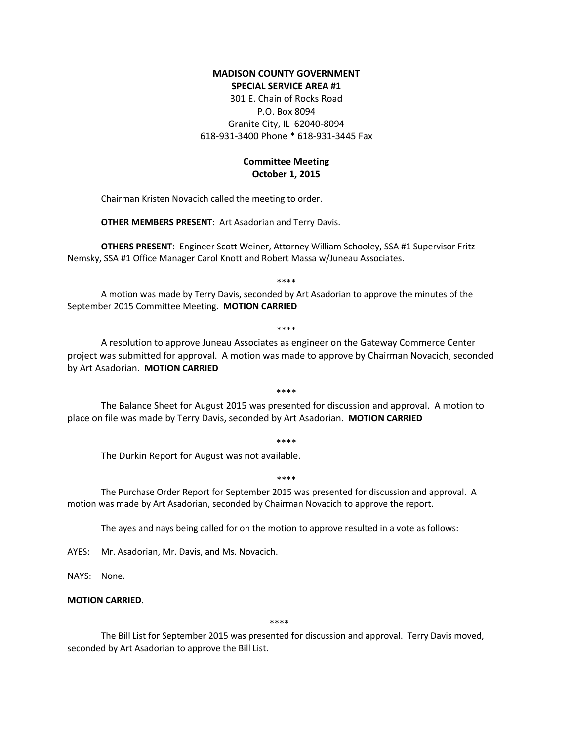**MADISON COUNTY GOVERNMENT**
**SPECIAL SERVICE AREA #1**
301 E. Chain of Rocks Road
P.O. Box 8094
Granite City, IL 62040-8094
618-931-3400 Phone * 618-931-3445 Fax

**Committee Meeting**
**October 1, 2015**

Chairman Kristen Novacich called the meeting to order.

**OTHER MEMBERS PRESENT**: Art Asadorian and Terry Davis.

**OTHERS PRESENT**: Engineer Scott Weiner, Attorney William Schooley, SSA #1 Supervisor Fritz Nemsky, SSA #1 Office Manager Carol Knott and Robert Massa w/Juneau Associates.

****

A motion was made by Terry Davis, seconded by Art Asadorian to approve the minutes of the September 2015 Committee Meeting. **MOTION CARRIED**

****

A resolution to approve Juneau Associates as engineer on the Gateway Commerce Center project was submitted for approval. A motion was made to approve by Chairman Novacich, seconded by Art Asadorian. **MOTION CARRIED**

****

The Balance Sheet for August 2015 was presented for discussion and approval. A motion to place on file was made by Terry Davis, seconded by Art Asadorian. **MOTION CARRIED**

****

The Durkin Report for August was not available.

****

The Purchase Order Report for September 2015 was presented for discussion and approval. A motion was made by Art Asadorian, seconded by Chairman Novacich to approve the report.

The ayes and nays being called for on the motion to approve resulted in a vote as follows:

AYES: Mr. Asadorian, Mr. Davis, and Ms. Novacich.

NAYS: None.

**MOTION CARRIED**.

****

The Bill List for September 2015 was presented for discussion and approval. Terry Davis moved, seconded by Art Asadorian to approve the Bill List.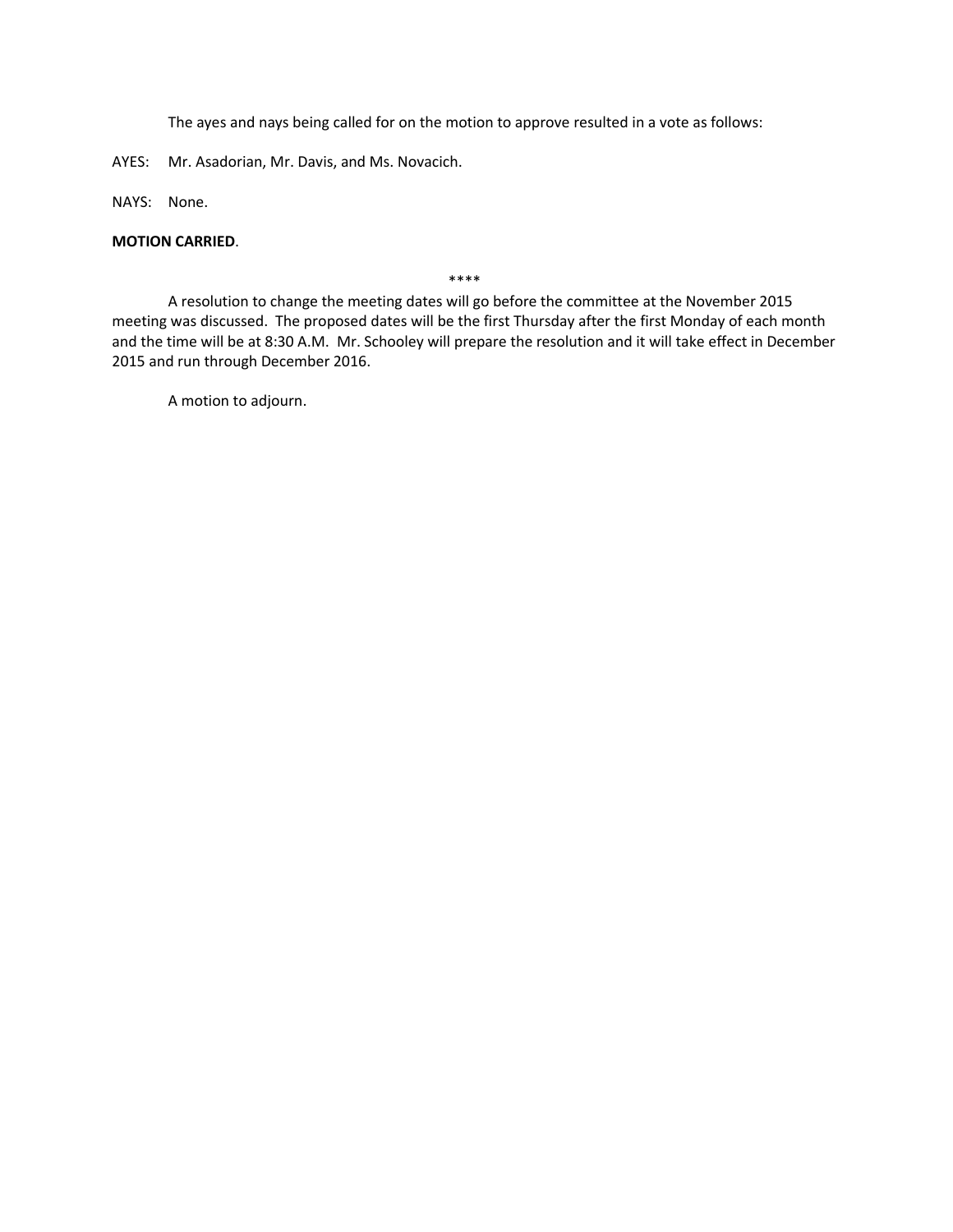The ayes and nays being called for on the motion to approve resulted in a vote as follows:

AYES: Mr. Asadorian, Mr. Davis, and Ms. Novacich.

NAYS: None.

**MOTION CARRIED**.

****

A resolution to change the meeting dates will go before the committee at the November 2015 meeting was discussed. The proposed dates will be the first Thursday after the first Monday of each month and the time will be at 8:30 A.M. Mr. Schooley will prepare the resolution and it will take effect in December 2015 and run through December 2016.

A motion to adjourn.